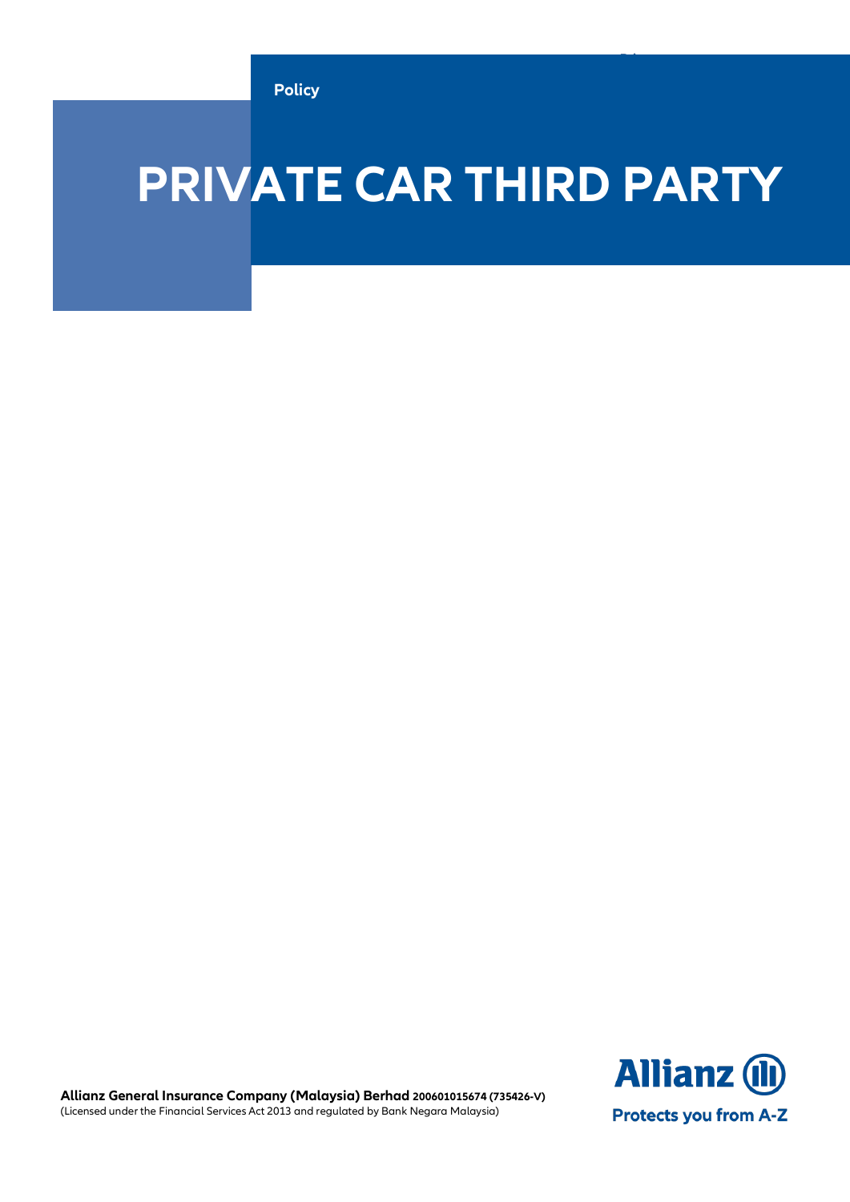Policy

# PRIVATE CAR THIRD PARTY

**Allianz General Insurance Company (Malaysia) Berhad** **200601015674 (735426-V)**
(Licensed under the Financial Services Act 2013 and regulated by Bank Negara Malaysia)

Allianz

Protects you from A-Z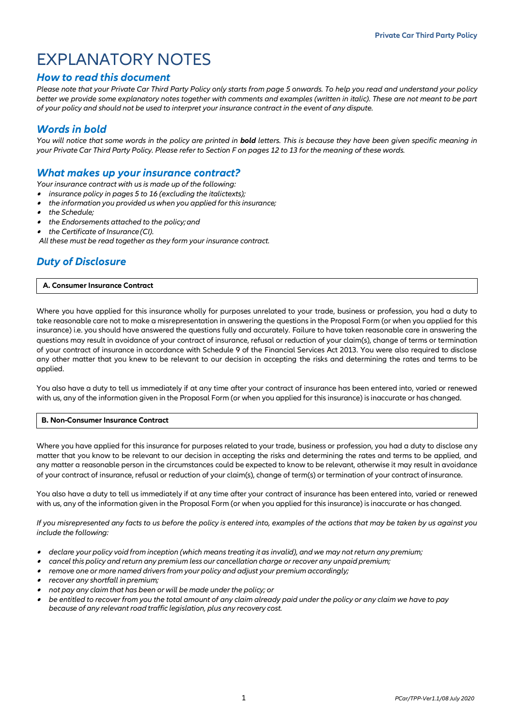// EXPLANATORY NOTES

## *How to read this document*

*Please note that your Private Car Third Party Policy only starts from page 5 onwards. To help you read and understand your policy better we provide some explanatory notes together with comments and examples (written in italic). These are not meant to be part of your policy and should not be used to interpret your insurance contract in the event of any dispute.*

## *Words in bold*

*You will notice that some words in the policy are printed in **bold** letters. This is because they have been given specific meaning in your Private Car Third Party Policy. Please refer to Section F on pages 12 to 13 for the meaning of these words.*

## *What makes up your insurance contract?*

*Your insurance contract with us is made up of the following:*

- *insurance policy in pages 5 to 16 (excluding the italictexts);*
- *the information you provided us when you applied for this insurance;*
- *the Schedule;*
- *the Endorsements attached to the policy; and*
- *the Certificate of Insurance (CI).*

*All these must be read together as they form your insurance contract.*

## *Duty of Disclosure*

### A. Consumer Insurance Contract

Where you have applied for this insurance wholly for purposes unrelated to your trade, business or profession, you had a duty to take reasonable care not to make a misrepresentation in answering the questions in the Proposal Form (or when you applied for this insurance) i.e. you should have answered the questions fully and accurately. Failure to have taken reasonable care in answering the questions may result in avoidance of your contract of insurance, refusal or reduction of your claim(s), change of terms or termination of your contract of insurance in accordance with Schedule 9 of the Financial Services Act 2013. You were also required to disclose any other matter that you knew to be relevant to our decision in accepting the risks and determining the rates and terms to be applied.

You also have a duty to tell us immediately if at any time after your contract of insurance has been entered into, varied or renewed with us, any of the information given in the Proposal Form (or when you applied for this insurance) is inaccurate or has changed.

### B. Non-Consumer Insurance Contract

Where you have applied for this insurance for purposes related to your trade, business or profession, you had a duty to disclose any matter that you know to be relevant to our decision in accepting the risks and determining the rates and terms to be applied, and any matter a reasonable person in the circumstances could be expected to know to be relevant, otherwise it may result in avoidance of your contract of insurance, refusal or reduction of your claim(s), change of term(s) or termination of your contract of insurance.

You also have a duty to tell us immediately if at any time after your contract of insurance has been entered into, varied or renewed with us, any of the information given in the Proposal Form (or when you applied for this insurance) is inaccurate or has changed.

*If you misrepresented any facts to us before the policy is entered into, examples of the actions that may be taken by us against you include the following:*

- *declare your policy void from inception (which means treating it as invalid), and we may not return any premium;*
- *cancel this policy and return any premium less our cancellation charge or recover any unpaid premium;*
- *remove one or more named drivers from your policy and adjust your premium accordingly;*
- *recover any shortfall in premium;*
- *not pay any claim that has been or will be made under the policy; or*
- *be entitled to recover from you the total amount of any claim already paid under the policy or any claim we have to pay because of any relevant road traffic legislation, plus any recovery cost.*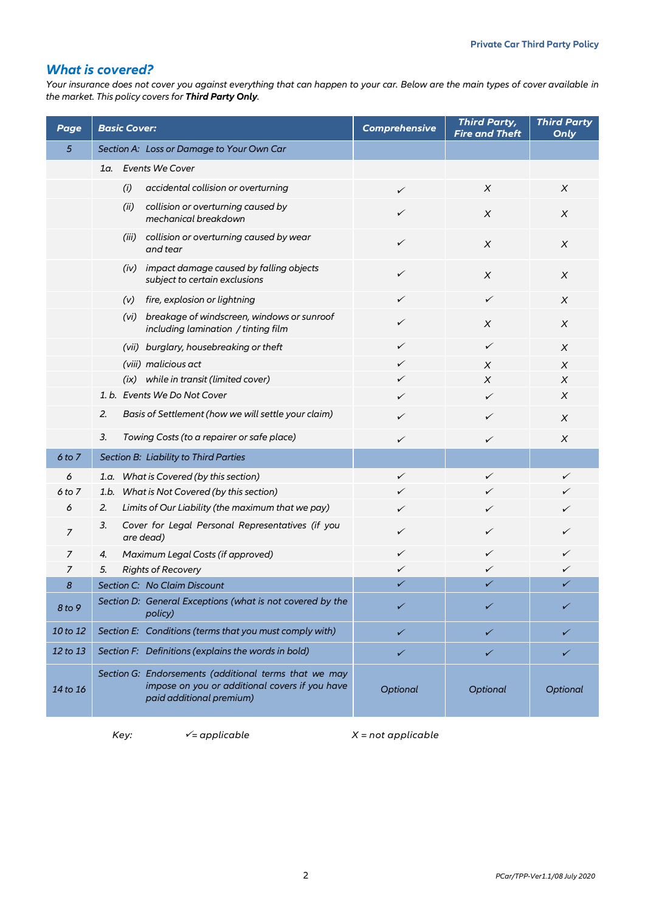## *What is covered?*

*Your insurance does not cover you against everything that can happen to your car. Below are the main types of cover available in the market. This policy covers for **Third Party Only**.*

| Page | Basic Cover: | Comprehensive | Third Party, Fire and Theft | Third Party Only |
|---|---|---|---|---|
| *5* | *Section A: Loss or Damage to Your Own Car* | | | |
| | *1a. Events We Cover* | | | |
| | *(i) accidental collision or overturning* | ✓ | X | X |
| | *(ii) collision or overturning caused by mechanical breakdown* | ✓ | X | X |
| | *(iii) collision or overturning caused by wear and tear* | ✓ | X | X |
| | *(iv) impact damage caused by falling objects subject to certain exclusions* | ✓ | X | X |
| | *(v) fire, explosion or lightning* | ✓ | ✓ | X |
| | *(vi) breakage of windscreen, windows or sunroof including lamination / tinting film* | ✓ | X | X |
| | *(vii) burglary, housebreaking or theft* | ✓ | ✓ | X |
| | *(viii) malicious act* | ✓ | X | X |
| | *(ix) while in transit (limited cover)* | ✓ | X | X |
| | *1. b. Events We Do Not Cover* | ✓ | ✓ | X |
| | *2. Basis of Settlement (how we will settle your claim)* | ✓ | ✓ | X |
| | *3. Towing Costs (to a repairer or safe place)* | ✓ | ✓ | X |
| *6 to 7* | *Section B: Liability to Third Parties* | | | |
| *6* | *1.a. What is Covered (by this section)* | ✓ | ✓ | ✓ |
| *6 to 7* | *1.b. What is Not Covered (by this section)* | ✓ | ✓ | ✓ |
| *6* | *2. Limits of Our Liability (the maximum that we pay)* | ✓ | ✓ | ✓ |
| *7* | *3. Cover for Legal Personal Representatives (if you are dead)* | ✓ | ✓ | ✓ |
| *7* | *4. Maximum Legal Costs (if approved)* | ✓ | ✓ | ✓ |
| *7* | *5. Rights of Recovery* | ✓ | ✓ | ✓ |
| *8* | *Section C: No Claim Discount* | ✓ | ✓ | ✓ |
| *8 to 9* | *Section D: General Exceptions (what is not covered by the policy)* | ✓ | ✓ | ✓ |
| *10 to 12* | *Section E: Conditions (terms that you must comply with)* | ✓ | ✓ | ✓ |
| *12 to 13* | *Section F: Definitions (explains the words in bold)* | ✓ | ✓ | ✓ |
| *14 to 16* | *Section G: Endorsements (additional terms that we may impose on you or additional covers if you have paid additional premium)* | *Optional* | *Optional* | *Optional* |

*Key:* ✓ *= applicable* X *= not applicable*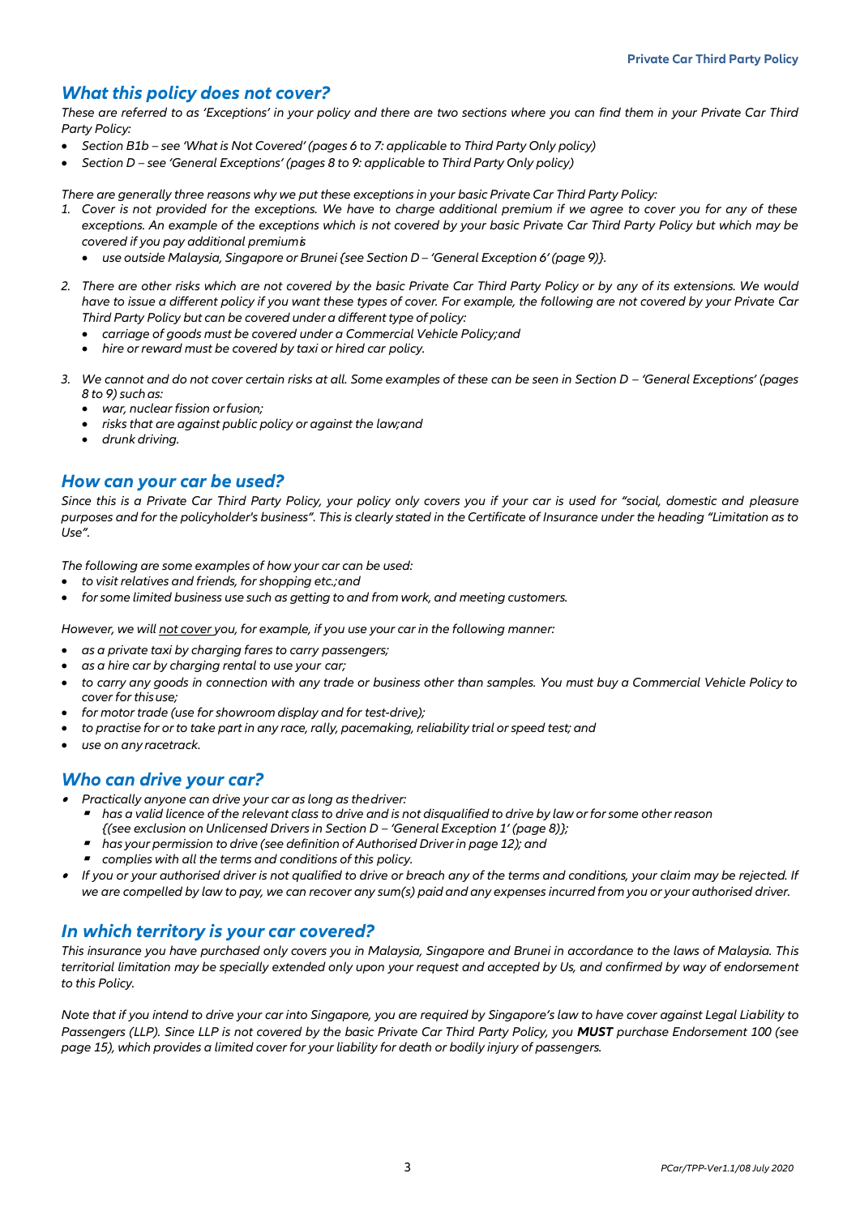## *What this policy does not cover?*

*These are referred to as 'Exceptions' in your policy and there are two sections where you can find them in your Private Car Third Party Policy:*

- *Section B1b – see 'What is Not Covered' (pages 6 to 7: applicable to Third Party Only policy)*
- *Section D – see 'General Exceptions' (pages 8 to 9: applicable to Third Party Only policy)*

*There are generally three reasons why we put these exceptions in your basic Private Car Third Party Policy:*

1. *Cover is not provided for the exceptions. We have to charge additional premium if we agree to cover you for any of these exceptions. An example of the exceptions which is not covered by your basic Private Car Third Party Policy but which may be covered if you pay additional premium is:*
   - *use outside Malaysia, Singapore or Brunei {see Section D – 'General Exception 6' (page 9)}.*
2. *There are other risks which are not covered by the basic Private Car Third Party Policy or by any of its extensions. We would have to issue a different policy if you want these types of cover. For example, the following are not covered by your Private Car Third Party Policy but can be covered under a different type of policy:*
   - *carriage of goods must be covered under a Commercial Vehicle Policy; and*
   - *hire or reward must be covered by taxi or hired car policy.*
3. *We cannot and do not cover certain risks at all. Some examples of these can be seen in Section D – 'General Exceptions' (pages 8 to 9) such as:*
   - *war, nuclear fission or fusion;*
   - *risks that are against public policy or against the law; and*
   - *drunk driving.*

## *How can your car be used?*

*Since this is a Private Car Third Party Policy, your policy only covers you if your car is used for "social, domestic and pleasure purposes and for the policyholder's business". This is clearly stated in the Certificate of Insurance under the heading "Limitation as to Use".*

*The following are some examples of how your car can be used:*

- *to visit relatives and friends, for shopping etc.; and*
- *for some limited business use such as getting to and from work, and meeting customers.*

*However, we will not cover you, for example, if you use your car in the following manner:*

- *as a private taxi by charging fares to carry passengers;*
- *as a hire car by charging rental to use your car;*
- *to carry any goods in connection with any trade or business other than samples. You must buy a Commercial Vehicle Policy to cover for this use;*
- *for motor trade (use for showroom display and for test-drive);*
- *to practise for or to take part in any race, rally, pacemaking, reliability trial or speed test; and*
- *use on any racetrack.*

## *Who can drive your car?*

- *Practically anyone can drive your car as long as the driver:*
  - *has a valid licence of the relevant class to drive and is not disqualified to drive by law or for some other reason {(see exclusion on Unlicensed Drivers in Section D – 'General Exception 1' (page 8)};*
  - *has your permission to drive (see definition of Authorised Driver in page 12); and*
  - *complies with all the terms and conditions of this policy.*
- *If you or your authorised driver is not qualified to drive or breach any of the terms and conditions, your claim may be rejected. If we are compelled by law to pay, we can recover any sum(s) paid and any expenses incurred from you or your authorised driver.*

## *In which territory is your car covered?*

*This insurance you have purchased only covers you in Malaysia, Singapore and Brunei in accordance to the laws of Malaysia. This territorial limitation may be specially extended only upon your request and accepted by Us, and confirmed by way of endorsement to this Policy.*

*Note that if you intend to drive your car into Singapore, you are required by Singapore's law to have cover against Legal Liability to Passengers (LLP). Since LLP is not covered by the basic Private Car Third Party Policy, you **MUST** purchase Endorsement 100 (see page 15), which provides a limited cover for your liability for death or bodily injury of passengers.*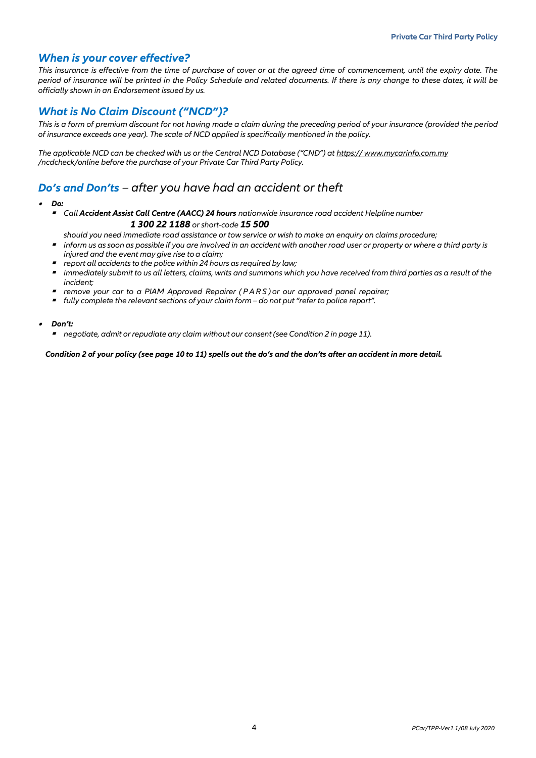## *When is your cover effective?*

*This insurance is effective from the time of purchase of cover or at the agreed time of commencement, until the expiry date. The period of insurance will be printed in the Policy Schedule and related documents. If there is any change to these dates, it will be officially shown in an Endorsement issued by us.*

## *What is No Claim Discount ("NCD")?*

*This is a form of premium discount for not having made a claim during the preceding period of your insurance (provided the period of insurance exceeds one year). The scale of NCD applied is specifically mentioned in the policy.*

*The applicable NCD can be checked with us or the Central NCD Database ("CND") at https:// www.mycarinfo.com.my /ncdcheck/online before the purchase of your Private Car Third Party Policy.*

## *Do's and Don'ts – after you have had an accident or theft*

- ***Do:***
  - *Call **Accident Assist Call Centre (AACC) 24 hours** nationwide insurance road accident Helpline number **1 300 22 1188** or short-code **15 500** should you need immediate road assistance or tow service or wish to make an enquiry on claims procedure;*
  - *inform us as soon as possible if you are involved in an accident with another road user or property or where a third party is injured and the event may give rise to a claim;*
  - *report all accidents to the police within 24 hours as required by law;*
  - *immediately submit to us all letters, claims, writs and summons which you have received from third parties as a result of the incident;*
  - *remove your car to a PIAM Approved Repairer (PARS) or our approved panel repairer;*
  - *fully complete the relevant sections of your claim form – do not put "refer to police report".*

- ***Don't:***
  - *negotiate, admit or repudiate any claim without our consent (see Condition 2 in page 11).*

***Condition 2 of your policy (see page 10 to 11) spells out the do's and the don'ts after an accident in more detail.***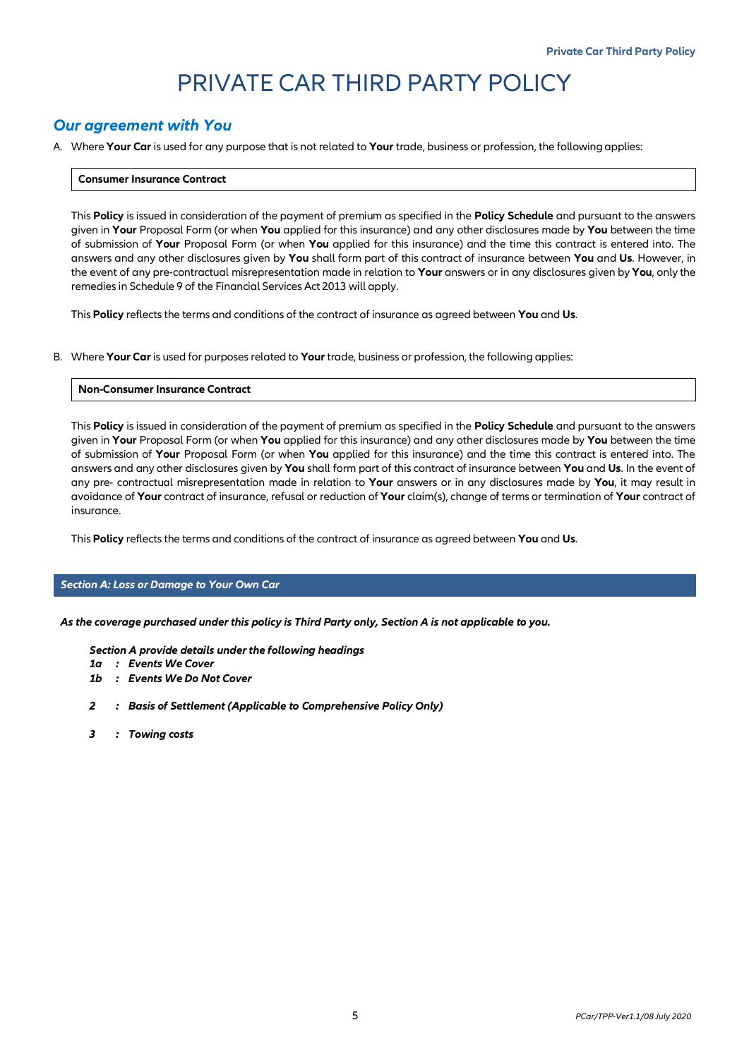# PRIVATE CAR THIRD PARTY POLICY

## *Our agreement with You*

A. Where **Your Car** is used for any purpose that is not related to **Your** trade, business or profession, the following applies:

| **Consumer Insurance Contract** |
|---|

This **Policy** is issued in consideration of the payment of premium as specified in the **Policy Schedule** and pursuant to the answers given in **Your** Proposal Form (or when **You** applied for this insurance) and any other disclosures made by **You** between the time of submission of **Your** Proposal Form (or when **You** applied for this insurance) and the time this contract is entered into. The answers and any other disclosures given by **You** shall form part of this contract of insurance between **You** and **Us**. However, in the event of any pre-contractual misrepresentation made in relation to **Your** answers or in any disclosures given by **You**, only the remedies in Schedule 9 of the Financial Services Act 2013 will apply.

This **Policy** reflects the terms and conditions of the contract of insurance as agreed between **You** and **Us**.

B. Where **Your Car** is used for purposes related to **Your** trade, business or profession, the following applies:

| **Non-Consumer Insurance Contract** |
|---|

This **Policy** is issued in consideration of the payment of premium as specified in the **Policy Schedule** and pursuant to the answers given in **Your** Proposal Form (or when **You** applied for this insurance) and any other disclosures made by **You** between the time of submission of **Your** Proposal Form (or when **You** applied for this insurance) and the time this contract is entered into. The answers and any other disclosures given by **You** shall form part of this contract of insurance between **You** and **Us**. In the event of any pre- contractual misrepresentation made in relation to **Your** answers or in any disclosures made by **You**, it may result in avoidance of **Your** contract of insurance, refusal or reduction of **Your** claim(s), change of terms or termination of **Your** contract of insurance.

This **Policy** reflects the terms and conditions of the contract of insurance as agreed between **You** and **Us**.

### *Section A: Loss or Damage to Your Own Car*

***As the coverage purchased under this policy is Third Party only, Section A is not applicable to you.***

***Section A provide details under the following headings***

- ***1a : Events We Cover***
- ***1b : Events We Do Not Cover***
- ***2 : Basis of Settlement (Applicable to Comprehensive Policy Only)***
- ***3 : Towing costs***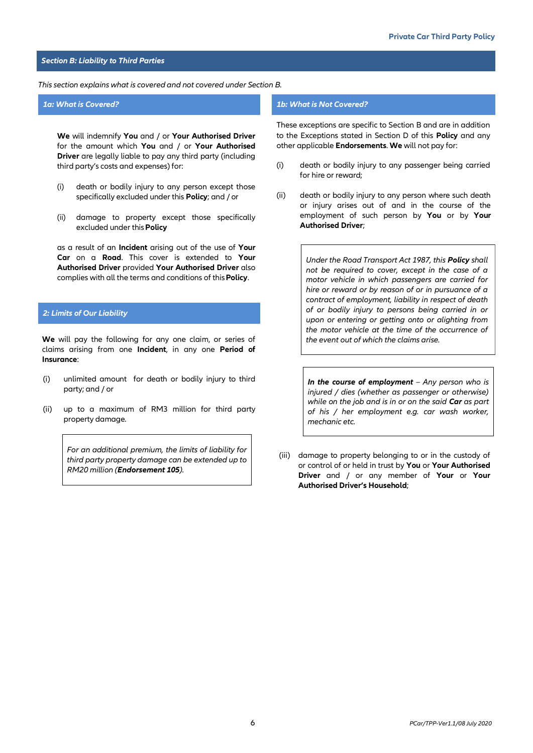## Section B: Liability to Third Parties

*This section explains what is covered and not covered under Section B.*

### 1a: What is Covered?

**We** will indemnify **You** and / or **Your Authorised Driver** for the amount which **You** and / or **Your Authorised Driver** are legally liable to pay any third party (including third party's costs and expenses) for:

(i) death or bodily injury to any person except those specifically excluded under this **Policy**; and / or

(ii) damage to property except those specifically excluded under this **Policy**

as a result of an **Incident** arising out of the use of **Your Car** on a **Road**. This cover is extended to **Your Authorised Driver** provided **Your Authorised Driver** also complies with all the terms and conditions of this **Policy**.

### 2: Limits of Our Liability

**We** will pay the following for any one claim, or series of claims arising from one **Incident**, in any one **Period of Insurance**:

(i) unlimited amount for death or bodily injury to third party; and / or

(ii) up to a maximum of RM3 million for third party property damage.

> *For an additional premium, the limits of liability for third party property damage can be extended up to RM20 million (**Endorsement 105**).*

### 1b: What is Not Covered?

These exceptions are specific to Section B and are in addition to the Exceptions stated in Section D of this **Policy** and any other applicable **Endorsements**. **We** will not pay for:

(i) death or bodily injury to any passenger being carried for hire or reward;

(ii) death or bodily injury to any person where such death or injury arises out of and in the course of the employment of such person by **You** or by **Your Authorised Driver**;

> *Under the Road Transport Act 1987, this **Policy** shall not be required to cover, except in the case of a motor vehicle in which passengers are carried for hire or reward or by reason of or in pursuance of a contract of employment, liability in respect of death of or bodily injury to persons being carried in or upon or entering or getting onto or alighting from the motor vehicle at the time of the occurrence of the event out of which the claims arise.*

> ***In the course of employment** – Any person who is injured / dies (whether as passenger or otherwise) while on the job and is in or on the said **Car** as part of his / her employment e.g. car wash worker, mechanic etc.*

(iii) damage to property belonging to or in the custody of or control of or held in trust by **You** or **Your Authorised Driver** and / or any member of **Your** or **Your Authorised Driver's Household**;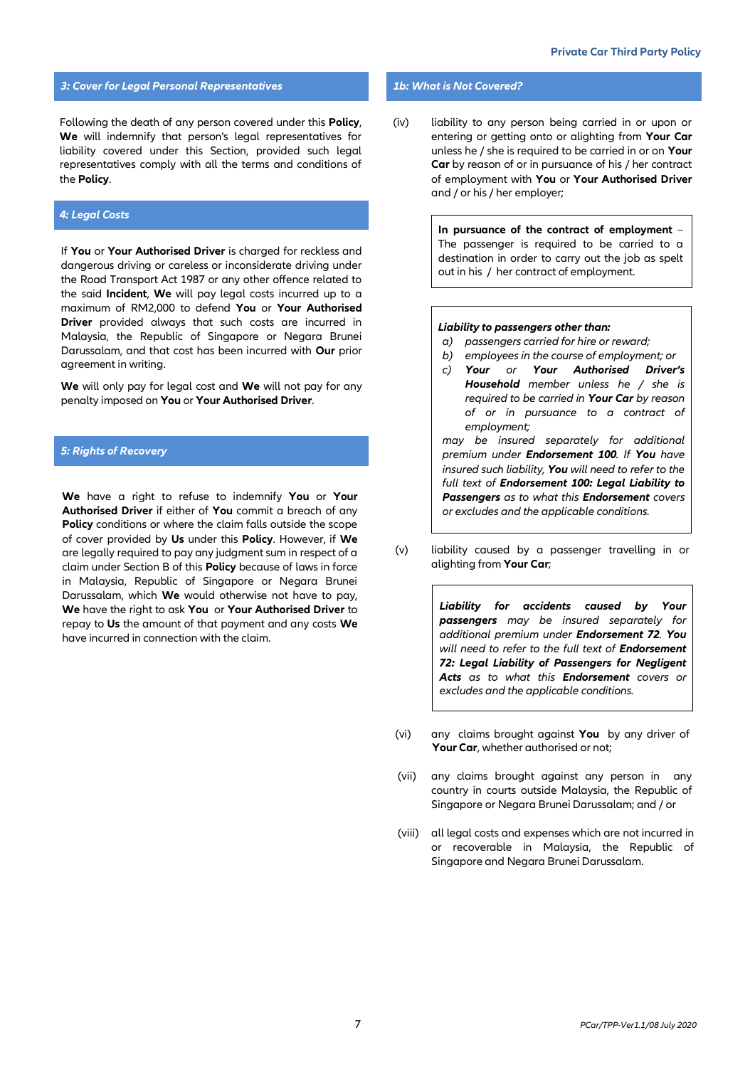### 3: Cover for Legal Personal Representatives

Following the death of any person covered under this **Policy**, **We** will indemnify that person's legal representatives for liability covered under this Section, provided such legal representatives comply with all the terms and conditions of the **Policy**.

### 4: Legal Costs

If **You** or **Your Authorised Driver** is charged for reckless and dangerous driving or careless or inconsiderate driving under the Road Transport Act 1987 or any other offence related to the said **Incident**, **We** will pay legal costs incurred up to a maximum of RM2,000 to defend **You** or **Your Authorised Driver** provided always that such costs are incurred in Malaysia, the Republic of Singapore or Negara Brunei Darussalam, and that cost has been incurred with **Our** prior agreement in writing.

**We** will only pay for legal cost and **We** will not pay for any penalty imposed on **You** or **Your Authorised Driver**.

### 5: Rights of Recovery

**We** have a right to refuse to indemnify **You** or **Your Authorised Driver** if either of **You** commit a breach of any **Policy** conditions or where the claim falls outside the scope of cover provided by **Us** under this **Policy**. However, if **We** are legally required to pay any judgment sum in respect of a claim under Section B of this **Policy** because of laws in force in Malaysia, Republic of Singapore or Negara Brunei Darussalam, which **We** would otherwise not have to pay, **We** have the right to ask **You** or **Your Authorised Driver** to repay to **Us** the amount of that payment and any costs **We** have incurred in connection with the claim.

### 1b: What is Not Covered?

(iv) liability to any person being carried in or upon or entering or getting onto or alighting from **Your Car** unless he / she is required to be carried in or on **Your Car** by reason of or in pursuance of his / her contract of employment with **You** or **Your Authorised Driver** and / or his / her employer;

> **In pursuance of the contract of employment** – The passenger is required to be carried to a destination in order to carry out the job as spelt out in his / her contract of employment.

> ***Liability to passengers other than:***
> a) *passengers carried for hire or reward;*
> b) *employees in the course of employment; or*
> c) ***Your** or **Your Authorised Driver's Household** member unless he / she is required to be carried in **Your Car** by reason of or in pursuance to a contract of employment;*
>
> *may be insured separately for additional premium under **Endorsement 100**. If **You** have insured such liability, **You** will need to refer to the full text of **Endorsement 100: Legal Liability to Passengers** as to what this **Endorsement** covers or excludes and the applicable conditions.*

(v) liability caused by a passenger travelling in or alighting from **Your Car**;

> ***Liability for accidents caused by Your passengers** may be insured separately for additional premium under **Endorsement 72**. **You** will need to refer to the full text of **Endorsement 72: Legal Liability of Passengers for Negligent Acts** as to what this **Endorsement** covers or excludes and the applicable conditions.*

(vi) any claims brought against **You** by any driver of **Your Car**, whether authorised or not;

(vii) any claims brought against any person in any country in courts outside Malaysia, the Republic of Singapore or Negara Brunei Darussalam; and / or

(viii) all legal costs and expenses which are not incurred in or recoverable in Malaysia, the Republic of Singapore and Negara Brunei Darussalam.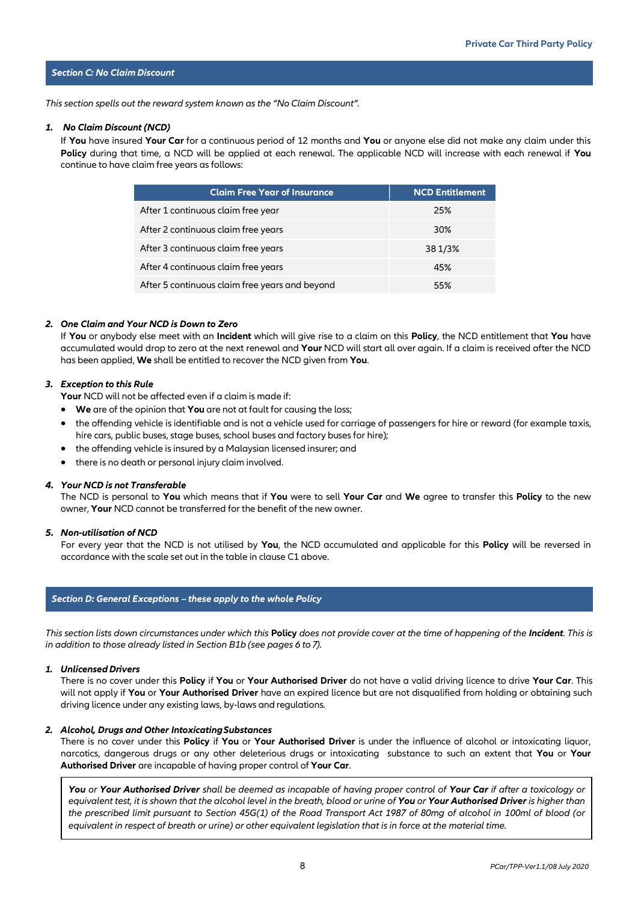## Section C: No Claim Discount

*This section spells out the reward system known as the "No Claim Discount".*

### 1. *No Claim Discount (NCD)*

If **You** have insured **Your Car** for a continuous period of 12 months and **You** or anyone else did not make any claim under this **Policy** during that time, a NCD will be applied at each renewal. The applicable NCD will increase with each renewal if **You** continue to have claim free years as follows:

| Claim Free Year of Insurance | NCD Entitlement |
|---|---|
| After 1 continuous claim free year | 25% |
| After 2 continuous claim free years | 30% |
| After 3 continuous claim free years | 38 1/3% |
| After 4 continuous claim free years | 45% |
| After 5 continuous claim free years and beyond | 55% |

### 2. *One Claim and Your NCD is Down to Zero*

If **You** or anybody else meet with an **Incident** which will give rise to a claim on this **Policy**, the NCD entitlement that **You** have accumulated would drop to zero at the next renewal and **Your** NCD will start all over again. If a claim is received after the NCD has been applied, **We** shall be entitled to recover the NCD given from **You**.

### 3. *Exception to this Rule*

**Your** NCD will not be affected even if a claim is made if:

- **We** are of the opinion that **You** are not at fault for causing the loss;
- the offending vehicle is identifiable and is not a vehicle used for carriage of passengers for hire or reward (for example taxis, hire cars, public buses, stage buses, school buses and factory buses for hire);
- the offending vehicle is insured by a Malaysian licensed insurer; and
- there is no death or personal injury claim involved.

### 4. *Your NCD is not Transferable*

The NCD is personal to **You** which means that if **You** were to sell **Your Car** and **We** agree to transfer this **Policy** to the new owner, **Your** NCD cannot be transferred for the benefit of the new owner.

### 5. *Non-utilisation of NCD*

For every year that the NCD is not utilised by **You**, the NCD accumulated and applicable for this **Policy** will be reversed in accordance with the scale set out in the table in clause C1 above.

## Section D: General Exceptions – these apply to the whole Policy

*This section lists down circumstances under which this **Policy** does not provide cover at the time of happening of the **Incident**. This is in addition to those already listed in Section B1b (see pages 6 to 7).*

### 1. *Unlicensed Drivers*

There is no cover under this **Policy** if **You** or **Your Authorised Driver** do not have a valid driving licence to drive **Your Car**. This will not apply if **You** or **Your Authorised Driver** have an expired licence but are not disqualified from holding or obtaining such driving licence under any existing laws, by-laws and regulations.

### 2. *Alcohol, Drugs and Other Intoxicating Substances*

There is no cover under this **Policy** if **You** or **Your Authorised Driver** is under the influence of alcohol or intoxicating liquor, narcotics, dangerous drugs or any other deleterious drugs or intoxicating substance to such an extent that **You** or **Your Authorised Driver** are incapable of having proper control of **Your Car**.

> ***You** or **Your Authorised Driver** shall be deemed as incapable of having proper control of **Your Car** if after a toxicology or equivalent test, it is shown that the alcohol level in the breath, blood or urine of **You** or **Your Authorised Driver** is higher than the prescribed limit pursuant to Section 45G(1) of the Road Transport Act 1987 of 80mg of alcohol in 100ml of blood (or equivalent in respect of breath or urine) or other equivalent legislation that is in force at the material time.*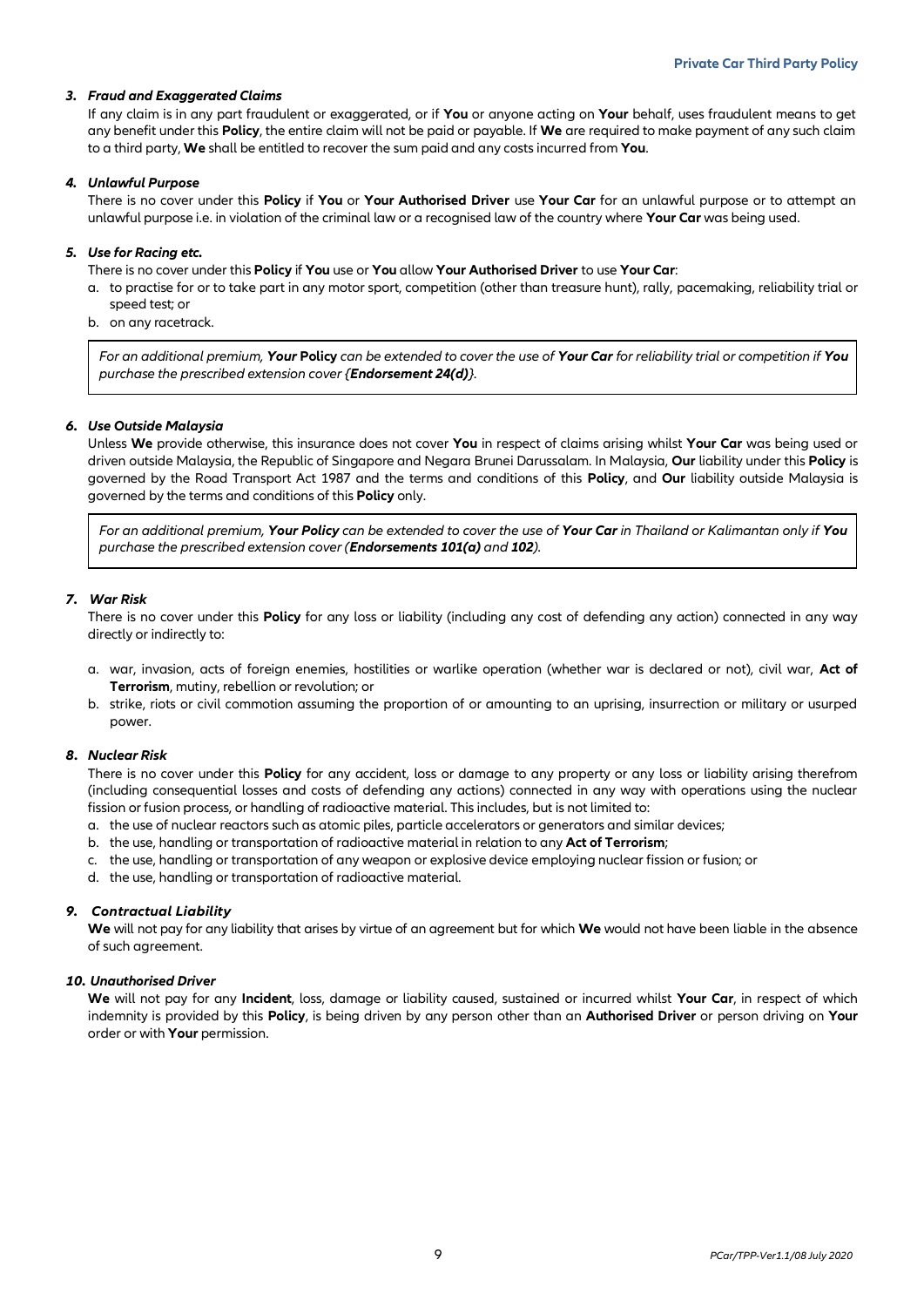### *3. Fraud and Exaggerated Claims*

If any claim is in any part fraudulent or exaggerated, or if **You** or anyone acting on **Your** behalf, uses fraudulent means to get any benefit under this **Policy**, the entire claim will not be paid or payable. If **We** are required to make payment of any such claim to a third party, **We** shall be entitled to recover the sum paid and any costs incurred from **You**.

### *4. Unlawful Purpose*

There is no cover under this **Policy** if **You** or **Your Authorised Driver** use **Your Car** for an unlawful purpose or to attempt an unlawful purpose i.e. in violation of the criminal law or a recognised law of the country where **Your Car** was being used.

### *5. Use for Racing etc.*

There is no cover under this **Policy** if **You** use or **You** allow **Your Authorised Driver** to use **Your Car**:

a. to practise for or to take part in any motor sport, competition (other than treasure hunt), rally, pacemaking, reliability trial or speed test; or
b. on any racetrack.

> *For an additional premium, **Your** **Policy** can be extended to cover the use of **Your Car** for reliability trial or competition if **You** purchase the prescribed extension cover {**Endorsement 24(d)**}.*

### *6. Use Outside Malaysia*

Unless **We** provide otherwise, this insurance does not cover **You** in respect of claims arising whilst **Your Car** was being used or driven outside Malaysia, the Republic of Singapore and Negara Brunei Darussalam. In Malaysia, **Our** liability under this **Policy** is governed by the Road Transport Act 1987 and the terms and conditions of this **Policy**, and **Our** liability outside Malaysia is governed by the terms and conditions of this **Policy** only.

> *For an additional premium, **Your Policy** can be extended to cover the use of **Your Car** in Thailand or Kalimantan only if **You** purchase the prescribed extension cover (**Endorsements 101(a)** and **102**).*

### *7. War Risk*

There is no cover under this **Policy** for any loss or liability (including any cost of defending any action) connected in any way directly or indirectly to:

a. war, invasion, acts of foreign enemies, hostilities or warlike operation (whether war is declared or not), civil war, **Act of Terrorism**, mutiny, rebellion or revolution; or
b. strike, riots or civil commotion assuming the proportion of or amounting to an uprising, insurrection or military or usurped power.

### *8. Nuclear Risk*

There is no cover under this **Policy** for any accident, loss or damage to any property or any loss or liability arising therefrom (including consequential losses and costs of defending any actions) connected in any way with operations using the nuclear fission or fusion process, or handling of radioactive material. This includes, but is not limited to:

a. the use of nuclear reactors such as atomic piles, particle accelerators or generators and similar devices;
b. the use, handling or transportation of radioactive material in relation to any **Act of Terrorism**;
c. the use, handling or transportation of any weapon or explosive device employing nuclear fission or fusion; or
d. the use, handling or transportation of radioactive material.

### *9. Contractual Liability*

**We** will not pay for any liability that arises by virtue of an agreement but for which **We** would not have been liable in the absence of such agreement.

### *10. Unauthorised Driver*

**We** will not pay for any **Incident**, loss, damage or liability caused, sustained or incurred whilst **Your Car**, in respect of which indemnity is provided by this **Policy**, is being driven by any person other than an **Authorised Driver** or person driving on **Your** order or with **Your** permission.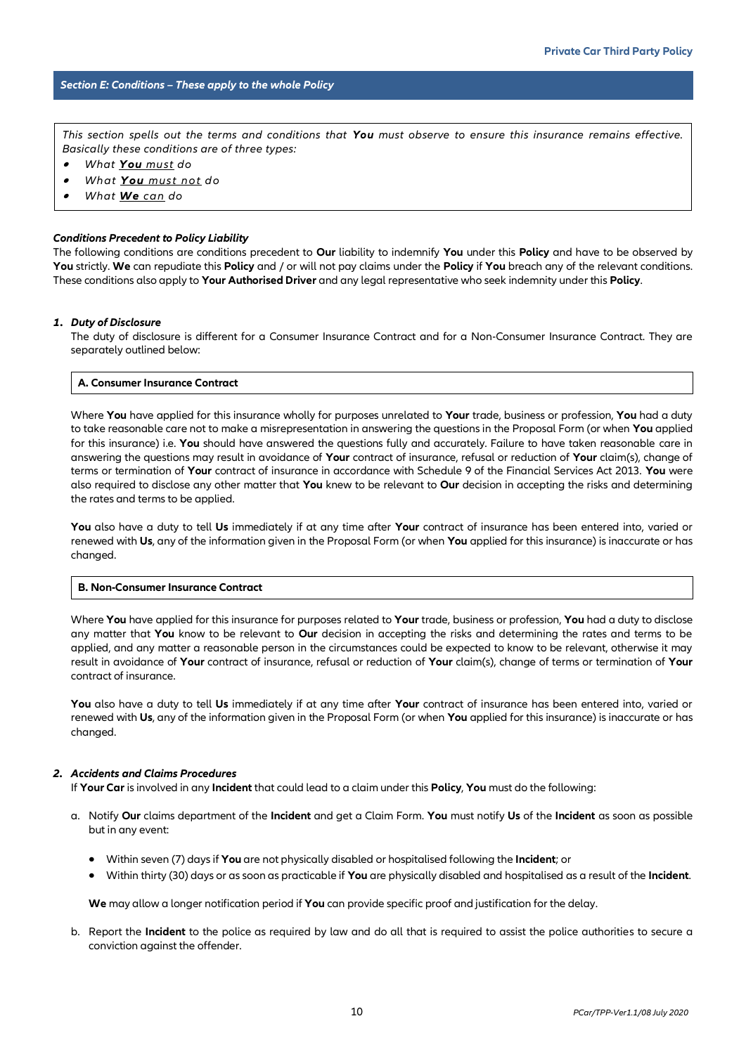## *Section E: Conditions – These apply to the whole Policy*

*This section spells out the terms and conditions that **You** must observe to ensure this insurance remains effective. Basically these conditions are of three types:*

- *What **You** must do*
- *What **You** must not do*
- *What **We** can do*

### *Conditions Precedent to Policy Liability*

The following conditions are conditions precedent to **Our** liability to indemnify **You** under this **Policy** and have to be observed by **You** strictly. **We** can repudiate this **Policy** and / or will not pay claims under the **Policy** if **You** breach any of the relevant conditions. These conditions also apply to **Your Authorised Driver** and any legal representative who seek indemnity under this **Policy**.

### *1. Duty of Disclosure*

The duty of disclosure is different for a Consumer Insurance Contract and for a Non-Consumer Insurance Contract. They are separately outlined below:

**A. Consumer Insurance Contract**

Where **You** have applied for this insurance wholly for purposes unrelated to **Your** trade, business or profession, **You** had a duty to take reasonable care not to make a misrepresentation in answering the questions in the Proposal Form (or when **You** applied for this insurance) i.e. **You** should have answered the questions fully and accurately. Failure to have taken reasonable care in answering the questions may result in avoidance of **Your** contract of insurance, refusal or reduction of **Your** claim(s), change of terms or termination of **Your** contract of insurance in accordance with Schedule 9 of the Financial Services Act 2013. **You** were also required to disclose any other matter that **You** knew to be relevant to **Our** decision in accepting the risks and determining the rates and terms to be applied.

**You** also have a duty to tell **Us** immediately if at any time after **Your** contract of insurance has been entered into, varied or renewed with **Us**, any of the information given in the Proposal Form (or when **You** applied for this insurance) is inaccurate or has changed.

**B. Non-Consumer Insurance Contract**

Where **You** have applied for this insurance for purposes related to **Your** trade, business or profession, **You** had a duty to disclose any matter that **You** know to be relevant to **Our** decision in accepting the risks and determining the rates and terms to be applied, and any matter a reasonable person in the circumstances could be expected to know to be relevant, otherwise it may result in avoidance of **Your** contract of insurance, refusal or reduction of **Your** claim(s), change of terms or termination of **Your** contract of insurance.

**You** also have a duty to tell **Us** immediately if at any time after **Your** contract of insurance has been entered into, varied or renewed with **Us**, any of the information given in the Proposal Form (or when **You** applied for this insurance) is inaccurate or has changed.

### *2. Accidents and Claims Procedures*

If **Your Car** is involved in any **Incident** that could lead to a claim under this **Policy**, **You** must do the following:

a. Notify **Our** claims department of the **Incident** and get a Claim Form. **You** must notify **Us** of the **Incident** as soon as possible but in any event:

- Within seven (7) days if **You** are not physically disabled or hospitalised following the **Incident**; or
- Within thirty (30) days or as soon as practicable if **You** are physically disabled and hospitalised as a result of the **Incident**.

**We** may allow a longer notification period if **You** can provide specific proof and justification for the delay.

b. Report the **Incident** to the police as required by law and do all that is required to assist the police authorities to secure a conviction against the offender.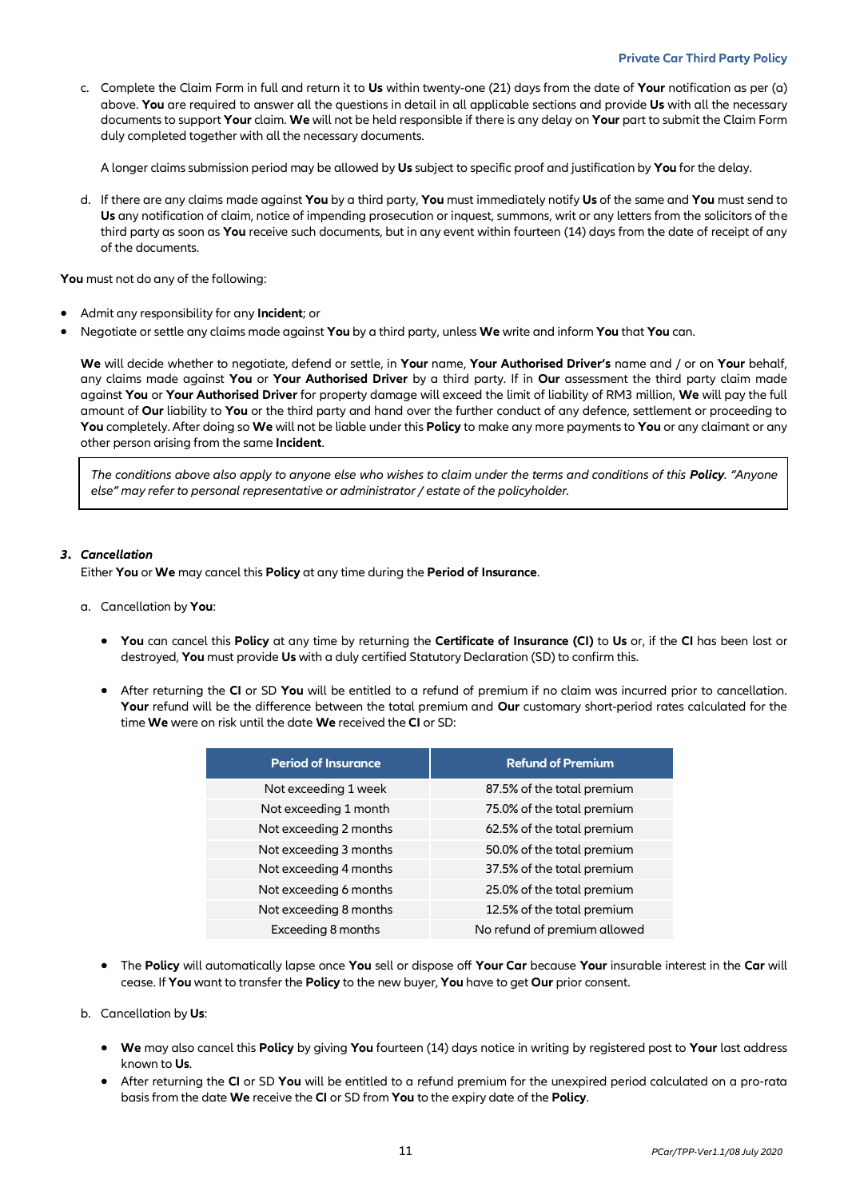c. Complete the Claim Form in full and return it to **Us** within twenty-one (21) days from the date of **Your** notification as per (a) above. **You** are required to answer all the questions in detail in all applicable sections and provide **Us** with all the necessary documents to support **Your** claim. **We** will not be held responsible if there is any delay on **Your** part to submit the Claim Form duly completed together with all the necessary documents.

   A longer claims submission period may be allowed by **Us** subject to specific proof and justification by **You** for the delay.

d. If there are any claims made against **You** by a third party, **You** must immediately notify **Us** of the same and **You** must send to **Us** any notification of claim, notice of impending prosecution or inquest, summons, writ or any letters from the solicitors of the third party as soon as **You** receive such documents, but in any event within fourteen (14) days from the date of receipt of any of the documents.

**You** must not do any of the following:

- Admit any responsibility for any **Incident**; or
- Negotiate or settle any claims made against **You** by a third party, unless **We** write and inform **You** that **You** can.

**We** will decide whether to negotiate, defend or settle, in **Your** name, **Your Authorised Driver's** name and / or on **Your** behalf, any claims made against **You** or **Your Authorised Driver** by a third party. If in **Our** assessment the third party claim made against **You** or **Your Authorised Driver** for property damage will exceed the limit of liability of RM3 million, **We** will pay the full amount of **Our** liability to **You** or the third party and hand over the further conduct of any defence, settlement or proceeding to **You** completely. After doing so **We** will not be liable under this **Policy** to make any more payments to **You** or any claimant or any other person arising from the same **Incident**.

*The conditions above also apply to anyone else who wishes to claim under the terms and conditions of this **Policy**. "Anyone else" may refer to personal representative or administrator / estate of the policyholder.*

### 3. *Cancellation*

Either **You** or **We** may cancel this **Policy** at any time during the **Period of Insurance**.

a. Cancellation by **You**:

- **You** can cancel this **Policy** at any time by returning the **Certificate of Insurance (CI)** to **Us** or, if the **CI** has been lost or destroyed, **You** must provide **Us** with a duly certified Statutory Declaration (SD) to confirm this.

- After returning the **CI** or SD **You** will be entitled to a refund of premium if no claim was incurred prior to cancellation. **Your** refund will be the difference between the total premium and **Our** customary short-period rates calculated for the time **We** were on risk until the date **We** received the **CI** or SD:

| Period of Insurance | Refund of Premium |
|---|---|
| Not exceeding 1 week | 87.5% of the total premium |
| Not exceeding 1 month | 75.0% of the total premium |
| Not exceeding 2 months | 62.5% of the total premium |
| Not exceeding 3 months | 50.0% of the total premium |
| Not exceeding 4 months | 37.5% of the total premium |
| Not exceeding 6 months | 25.0% of the total premium |
| Not exceeding 8 months | 12.5% of the total premium |
| Exceeding 8 months | No refund of premium allowed |

- The **Policy** will automatically lapse once **You** sell or dispose off **Your Car** because **Your** insurable interest in the **Car** will cease. If **You** want to transfer the **Policy** to the new buyer, **You** have to get **Our** prior consent.

b. Cancellation by **Us**:

- **We** may also cancel this **Policy** by giving **You** fourteen (14) days notice in writing by registered post to **Your** last address known to **Us**.
- After returning the **CI** or SD **You** will be entitled to a refund premium for the unexpired period calculated on a pro-rata basis from the date **We** receive the **CI** or SD from **You** to the expiry date of the **Policy**.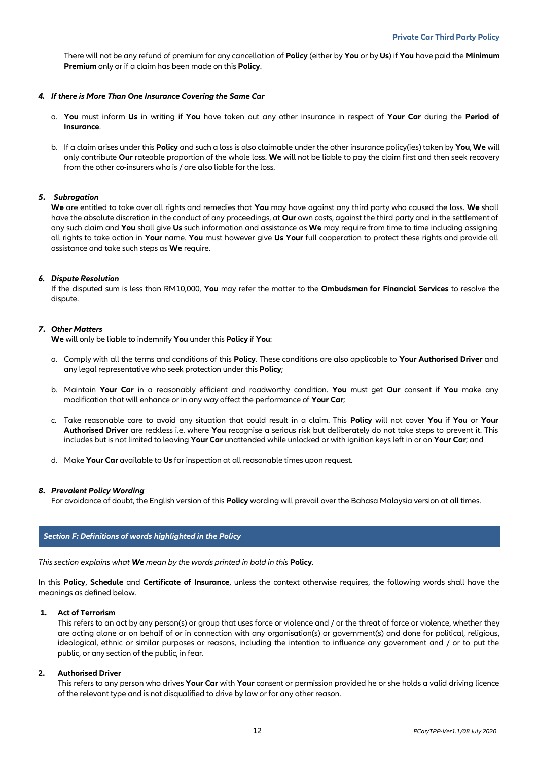There will not be any refund of premium for any cancellation of **Policy** (either by **You** or by **Us**) if **You** have paid the **Minimum Premium** only or if a claim has been made on this **Policy**.

### *4. If there is More Than One Insurance Covering the Same Car*

a. **You** must inform **Us** in writing if **You** have taken out any other insurance in respect of **Your Car** during the **Period of Insurance**.

b. If a claim arises under this **Policy** and such a loss is also claimable under the other insurance policy(ies) taken by **You**, **We** will only contribute **Our** rateable proportion of the whole loss. **We** will not be liable to pay the claim first and then seek recovery from the other co-insurers who is / are also liable for the loss.

### *5. Subrogation*

**We** are entitled to take over all rights and remedies that **You** may have against any third party who caused the loss. **We** shall have the absolute discretion in the conduct of any proceedings, at **Our** own costs, against the third party and in the settlement of any such claim and **You** shall give **Us** such information and assistance as **We** may require from time to time including assigning all rights to take action in **Your** name. **You** must however give **Us Your** full cooperation to protect these rights and provide all assistance and take such steps as **We** require.

### *6. Dispute Resolution*

If the disputed sum is less than RM10,000, **You** may refer the matter to the **Ombudsman for Financial Services** to resolve the dispute.

### *7. Other Matters*

**We** will only be liable to indemnify **You** under this **Policy** if **You**:

a. Comply with all the terms and conditions of this **Policy**. These conditions are also applicable to **Your Authorised Driver** and any legal representative who seek protection under this **Policy**;

b. Maintain **Your Car** in a reasonably efficient and roadworthy condition. **You** must get **Our** consent if **You** make any modification that will enhance or in any way affect the performance of **Your Car**;

c. Take reasonable care to avoid any situation that could result in a claim. This **Policy** will not cover **You** if **You** or **Your Authorised Driver** are reckless i.e. where **You** recognise a serious risk but deliberately do not take steps to prevent it. This includes but is not limited to leaving **Your Car** unattended while unlocked or with ignition keys left in or on **Your Car**; and

d. Make **Your Car** available to **Us** for inspection at all reasonable times upon request.

### *8. Prevalent Policy Wording*

For avoidance of doubt, the English version of this **Policy** wording will prevail over the Bahasa Malaysia version at all times.

## *Section F: Definitions of words highlighted in the Policy*

*This section explains what **We** mean by the words printed in bold in this* **Policy**.

In this **Policy**, **Schedule** and **Certificate of Insurance**, unless the context otherwise requires, the following words shall have the meanings as defined below.

**1. Act of Terrorism**

This refers to an act by any person(s) or group that uses force or violence and / or the threat of force or violence, whether they are acting alone or on behalf of or in connection with any organisation(s) or government(s) and done for political, religious, ideological, ethnic or similar purposes or reasons, including the intention to influence any government and / or to put the public, or any section of the public, in fear.

**2. Authorised Driver**

This refers to any person who drives **Your Car** with **Your** consent or permission provided he or she holds a valid driving licence of the relevant type and is not disqualified to drive by law or for any other reason.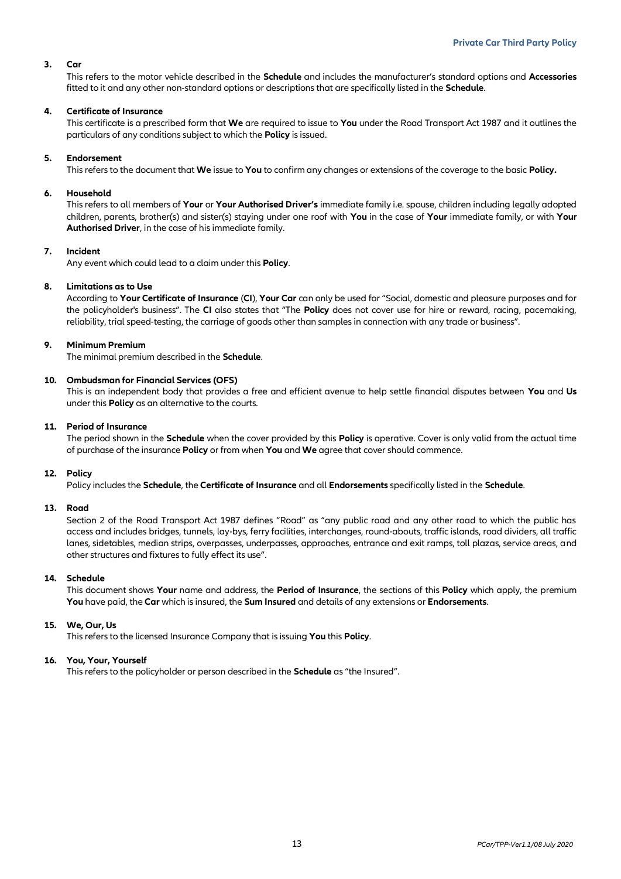**3. Car**

This refers to the motor vehicle described in the **Schedule** and includes the manufacturer's standard options and **Accessories** fitted to it and any other non-standard options or descriptions that are specifically listed in the **Schedule**.

**4. Certificate of Insurance**

This certificate is a prescribed form that **We** are required to issue to **You** under the Road Transport Act 1987 and it outlines the particulars of any conditions subject to which the **Policy** is issued.

**5. Endorsement**

This refers to the document that **We** issue to **You** to confirm any changes or extensions of the coverage to the basic **Policy.**

**6. Household**

This refers to all members of **Your** or **Your Authorised Driver's** immediate family i.e. spouse, children including legally adopted children, parents, brother(s) and sister(s) staying under one roof with **You** in the case of **Your** immediate family, or with **Your Authorised Driver**, in the case of his immediate family.

**7. Incident**

Any event which could lead to a claim under this **Policy**.

**8. Limitations as to Use**

According to **Your Certificate of Insurance** (**CI**), **Your Car** can only be used for "Social, domestic and pleasure purposes and for the policyholder's business". The **CI** also states that "The **Policy** does not cover use for hire or reward, racing, pacemaking, reliability, trial speed-testing, the carriage of goods other than samples in connection with any trade or business".

**9. Minimum Premium**

The minimal premium described in the **Schedule**.

**10. Ombudsman for Financial Services (OFS)**

This is an independent body that provides a free and efficient avenue to help settle financial disputes between **You** and **Us** under this **Policy** as an alternative to the courts.

**11. Period of Insurance**

The period shown in the **Schedule** when the cover provided by this **Policy** is operative. Cover is only valid from the actual time of purchase of the insurance **Policy** or from when **You** and **We** agree that cover should commence.

**12. Policy**

Policy includes the **Schedule**, the **Certificate of Insurance** and all **Endorsements** specifically listed in the **Schedule**.

**13. Road**

Section 2 of the Road Transport Act 1987 defines "Road" as "any public road and any other road to which the public has access and includes bridges, tunnels, lay-bys, ferry facilities, interchanges, round-abouts, traffic islands, road dividers, all traffic lanes, sidetables, median strips, overpasses, underpasses, approaches, entrance and exit ramps, toll plazas, service areas, and other structures and fixtures to fully effect its use".

**14. Schedule**

This document shows **Your** name and address, the **Period of Insurance**, the sections of this **Policy** which apply, the premium **You** have paid, the **Car** which is insured, the **Sum Insured** and details of any extensions or **Endorsements**.

**15. We, Our, Us**

This refers to the licensed Insurance Company that is issuing **You** this **Policy**.

**16. You, Your, Yourself**

This refers to the policyholder or person described in the **Schedule** as "the Insured".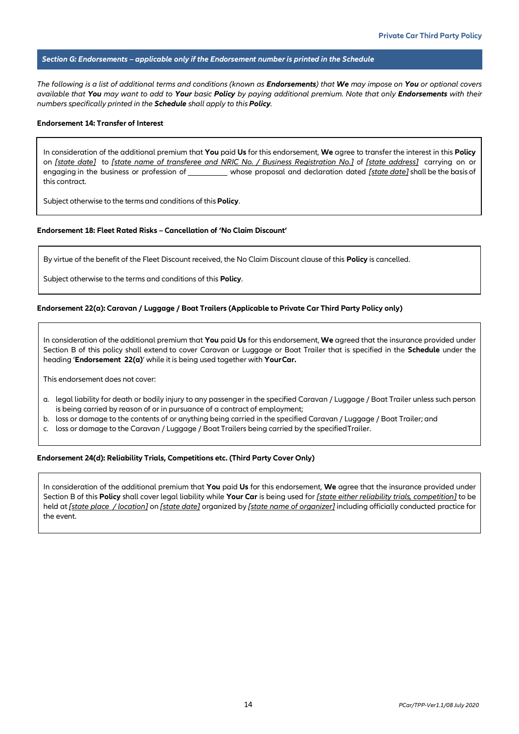## *Section G: Endorsements – applicable only if the Endorsement number is printed in the Schedule*

*The following is a list of additional terms and conditions (known as **Endorsements**) that **We** may impose on **You** or optional covers available that **You** may want to add to **Your** basic **Policy** by paying additional premium. Note that only **Endorsements** with their numbers specifically printed in the **Schedule** shall apply to this **Policy**.*

**Endorsement 14: Transfer of Interest**

In consideration of the additional premium that **You** paid **Us** for this endorsement, **We** agree to transfer the interest in this **Policy** on *[state date]* to *[state name of transferee and NRIC No. / Business Registration No.]* of *[state address]* carrying on or engaging in the business or profession of __________ whose proposal and declaration dated *[state date]* shall be the basis of this contract.

Subject otherwise to the terms and conditions of this **Policy**.

**Endorsement 18: Fleet Rated Risks – Cancellation of 'No Claim Discount'**

By virtue of the benefit of the Fleet Discount received, the No Claim Discount clause of this **Policy** is cancelled.

Subject otherwise to the terms and conditions of this **Policy**.

**Endorsement 22(a): Caravan / Luggage / Boat Trailers (Applicable to Private Car Third Party Policy only)**

In consideration of the additional premium that **You** paid **Us** for this endorsement, **We** agreed that the insurance provided under Section B of this policy shall extend to cover Caravan or Luggage or Boat Trailer that is specified in the **Schedule** under the heading '**Endorsement 22(a)**' while it is being used together with **Your Car.**

This endorsement does not cover:

a. legal liability for death or bodily injury to any passenger in the specified Caravan / Luggage / Boat Trailer unless such person is being carried by reason of or in pursuance of a contract of employment;
b. loss or damage to the contents of or anything being carried in the specified Caravan / Luggage / Boat Trailer; and
c. loss or damage to the Caravan / Luggage / Boat Trailers being carried by the specified Trailer.

**Endorsement 24(d): Reliability Trials, Competitions etc. (Third Party Cover Only)**

In consideration of the additional premium that **You** paid **Us** for this endorsement, **We** agree that the insurance provided under Section B of this **Policy** shall cover legal liability while **Your Car** is being used for *[state either reliability trials, competition]* to be held at *[state place / location]* on *[state date]* organized by *[state name of organizer]* including officially conducted practice for the event.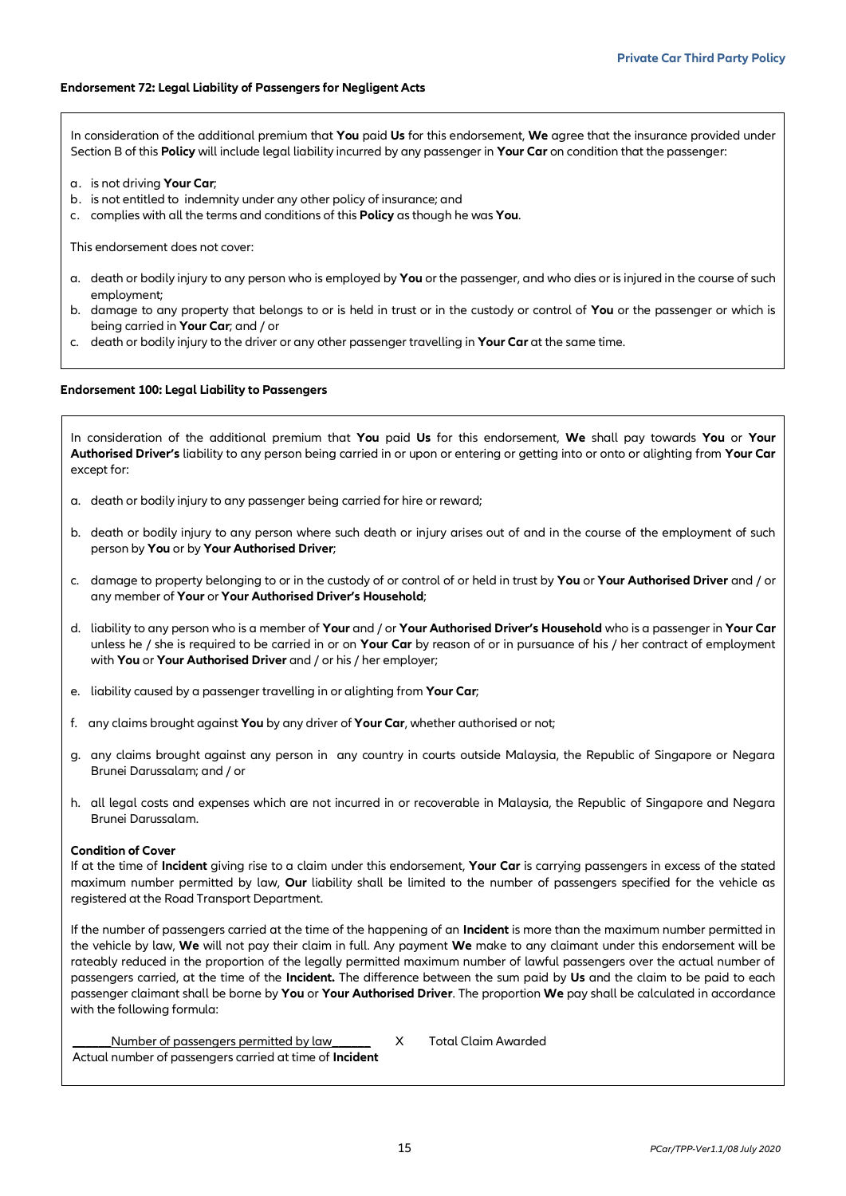### Endorsement 72: Legal Liability of Passengers for Negligent Acts

In consideration of the additional premium that **You** paid **Us** for this endorsement, **We** agree that the insurance provided under Section B of this **Policy** will include legal liability incurred by any passenger in **Your Car** on condition that the passenger:

a. is not driving **Your Car**;
b. is not entitled to indemnity under any other policy of insurance; and
c. complies with all the terms and conditions of this **Policy** as though he was **You**.

This endorsement does not cover:

a. death or bodily injury to any person who is employed by **You** or the passenger, and who dies or is injured in the course of such employment;
b. damage to any property that belongs to or is held in trust or in the custody or control of **You** or the passenger or which is being carried in **Your Car**; and / or
c. death or bodily injury to the driver or any other passenger travelling in **Your Car** at the same time.

### Endorsement 100: Legal Liability to Passengers

In consideration of the additional premium that **You** paid **Us** for this endorsement, **We** shall pay towards **You** or **Your Authorised Driver's** liability to any person being carried in or upon or entering or getting into or onto or alighting from **Your Car** except for:

a. death or bodily injury to any passenger being carried for hire or reward;

b. death or bodily injury to any person where such death or injury arises out of and in the course of the employment of such person by **You** or by **Your Authorised Driver**;

c. damage to property belonging to or in the custody of or control of or held in trust by **You** or **Your Authorised Driver** and / or any member of **Your** or **Your Authorised Driver's Household**;

d. liability to any person who is a member of **Your** and / or **Your Authorised Driver's Household** who is a passenger in **Your Car** unless he / she is required to be carried in or on **Your Car** by reason of or in pursuance of his / her contract of employment with **You** or **Your Authorised Driver** and / or his / her employer;

e. liability caused by a passenger travelling in or alighting from **Your Car**;

f. any claims brought against **You** by any driver of **Your Car**, whether authorised or not;

g. any claims brought against any person in any country in courts outside Malaysia, the Republic of Singapore or Negara Brunei Darussalam; and / or

h. all legal costs and expenses which are not incurred in or recoverable in Malaysia, the Republic of Singapore and Negara Brunei Darussalam.

**Condition of Cover**

If at the time of **Incident** giving rise to a claim under this endorsement, **Your Car** is carrying passengers in excess of the stated maximum number permitted by law, **Our** liability shall be limited to the number of passengers specified for the vehicle as registered at the Road Transport Department.

If the number of passengers carried at the time of the happening of an **Incident** is more than the maximum number permitted in the vehicle by law, **We** will not pay their claim in full. Any payment **We** make to any claimant under this endorsement will be rateably reduced in the proportion of the legally permitted maximum number of lawful passengers over the actual number of passengers carried, at the time of the **Incident.** The difference between the sum paid by **Us** and the claim to be paid to each passenger claimant shall be borne by **You** or **Your Authorised Driver**. The proportion **We** pay shall be calculated in accordance with the following formula:

$$\frac{\text{Number of passengers permitted by law}}{\text{Actual number of passengers carried at time of Incident}} \times \text{Total Claim Awarded}$$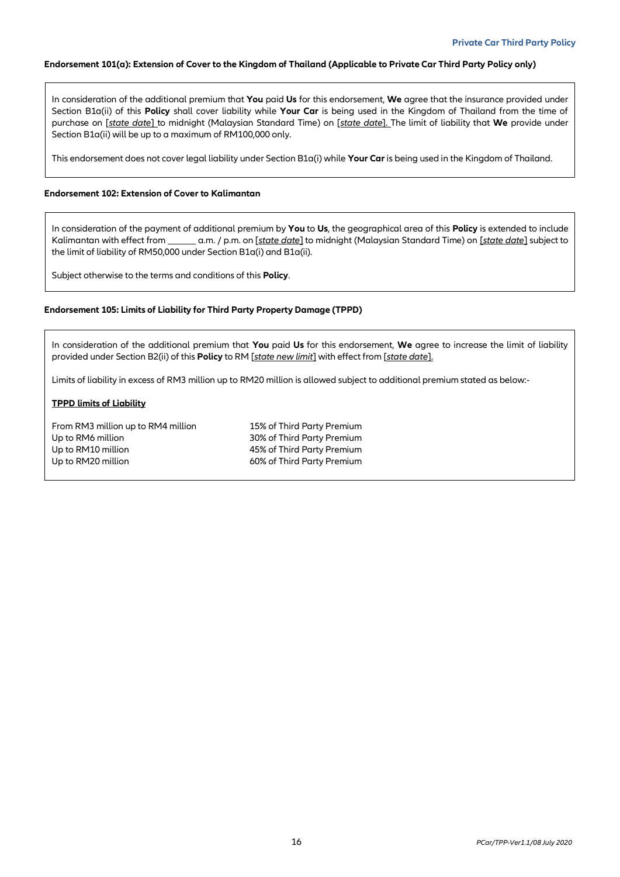### Endorsement 101(a): Extension of Cover to the Kingdom of Thailand (Applicable to Private Car Third Party Policy only)

In consideration of the additional premium that **You** paid **Us** for this endorsement, **We** agree that the insurance provided under Section B1a(ii) of this **Policy** shall cover liability while **Your Car** is being used in the Kingdom of Thailand from the time of purchase on [*state date*] to midnight (Malaysian Standard Time) on [*state date*]. The limit of liability that **We** provide under Section B1a(ii) will be up to a maximum of RM100,000 only.

This endorsement does not cover legal liability under Section B1a(i) while **Your Car** is being used in the Kingdom of Thailand.

### Endorsement 102: Extension of Cover to Kalimantan

In consideration of the payment of additional premium by **You** to **Us**, the geographical area of this **Policy** is extended to include Kalimantan with effect from ______ a.m. / p.m. on [*state date*] to midnight (Malaysian Standard Time) on [*state date*] subject to the limit of liability of RM50,000 under Section B1a(i) and B1a(ii).

Subject otherwise to the terms and conditions of this **Policy**.

### Endorsement 105: Limits of Liability for Third Party Property Damage (TPPD)

In consideration of the additional premium that **You** paid **Us** for this endorsement, **We** agree to increase the limit of liability provided under Section B2(ii) of this **Policy** to RM [*state new limit*] with effect from [*state date*].

Limits of liability in excess of RM3 million up to RM20 million is allowed subject to additional premium stated as below:-

**TPPD limits of Liability**

| | |
|---|---|
| From RM3 million up to RM4 million | 15% of Third Party Premium |
| Up to RM6 million | 30% of Third Party Premium |
| Up to RM10 million | 45% of Third Party Premium |
| Up to RM20 million | 60% of Third Party Premium |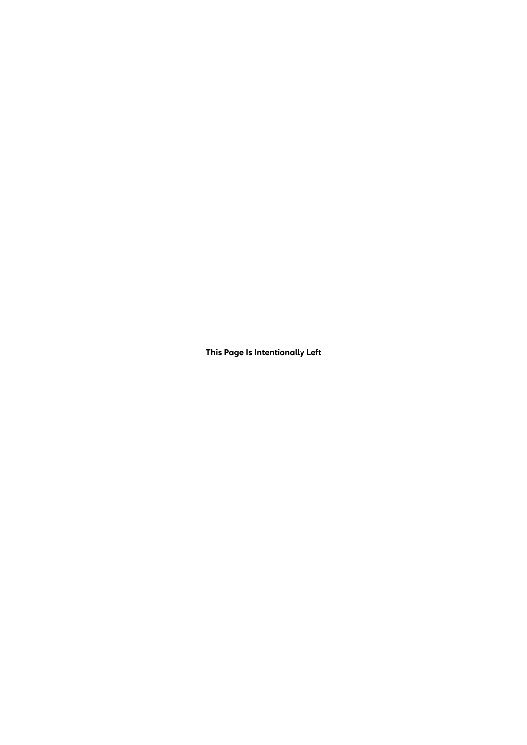**This Page Is Intentionally Left**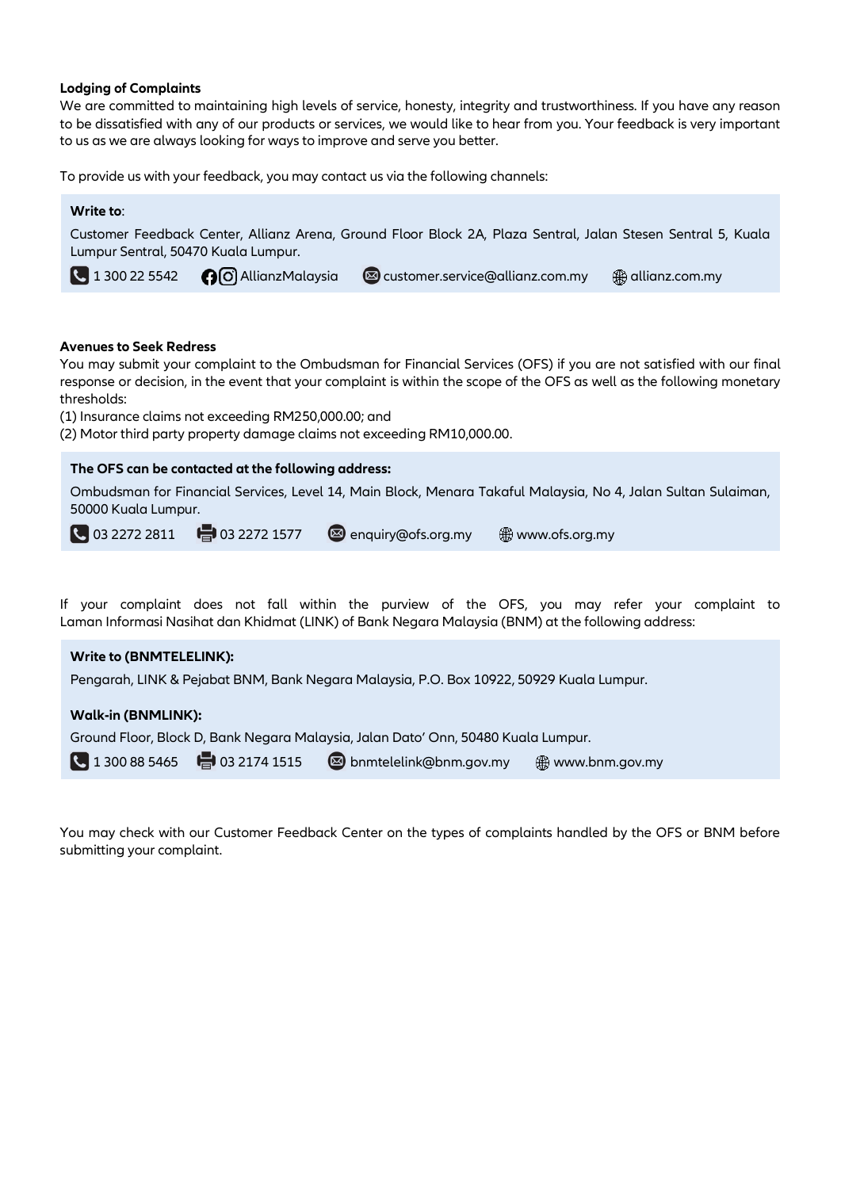**Lodging of Complaints**

We are committed to maintaining high levels of service, honesty, integrity and trustworthiness. If you have any reason to be dissatisfied with any of our products or services, we would like to hear from you. Your feedback is very important to us as we are always looking for ways to improve and serve you better.

To provide us with your feedback, you may contact us via the following channels:

**Write to**:

Customer Feedback Center, Allianz Arena, Ground Floor Block 2A, Plaza Sentral, Jalan Stesen Sentral 5, Kuala Lumpur Sentral, 50470 Kuala Lumpur.

1 300 22 5542 AllianzMalaysia customer.service@allianz.com.my allianz.com.my

**Avenues to Seek Redress**

You may submit your complaint to the Ombudsman for Financial Services (OFS) if you are not satisfied with our final response or decision, in the event that your complaint is within the scope of the OFS as well as the following monetary thresholds:

(1) Insurance claims not exceeding RM250,000.00; and
(2) Motor third party property damage claims not exceeding RM10,000.00.

**The OFS can be contacted at the following address:**

Ombudsman for Financial Services, Level 14, Main Block, Menara Takaful Malaysia, No 4, Jalan Sultan Sulaiman, 50000 Kuala Lumpur.

03 2272 2811 03 2272 1577 enquiry@ofs.org.my www.ofs.org.my

If your complaint does not fall within the purview of the OFS, you may refer your complaint to Laman Informasi Nasihat dan Khidmat (LINK) of Bank Negara Malaysia (BNM) at the following address:

**Write to (BNMTELELINK):**

Pengarah, LINK & Pejabat BNM, Bank Negara Malaysia, P.O. Box 10922, 50929 Kuala Lumpur.

**Walk-in (BNMLINK):**

Ground Floor, Block D, Bank Negara Malaysia, Jalan Dato' Onn, 50480 Kuala Lumpur.

1 300 88 5465 03 2174 1515 bnmtelelink@bnm.gov.my www.bnm.gov.my

You may check with our Customer Feedback Center on the types of complaints handled by the OFS or BNM before submitting your complaint.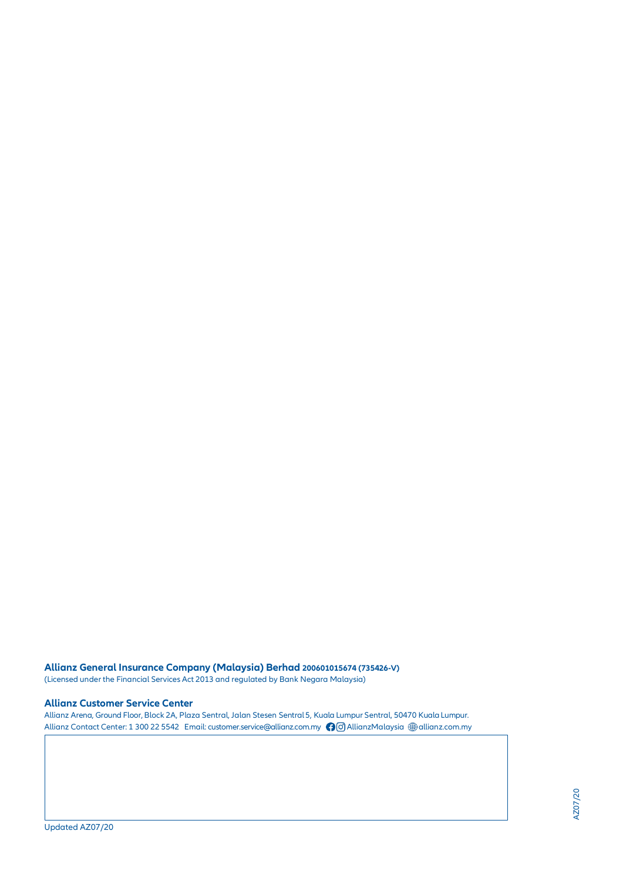**Allianz General Insurance Company (Malaysia) Berhad** **200601015674 (735426-V)**
(Licensed under the Financial Services Act 2013 and regulated by Bank Negara Malaysia)

**Allianz Customer Service Center**
Allianz Arena, Ground Floor, Block 2A, Plaza Sentral, Jalan Stesen Sentral 5, Kuala Lumpur Sentral, 50470 Kuala Lumpur.
Allianz Contact Center: 1 300 22 5542 Email: customer.service@allianz.com.my AllianzMalaysia allianz.com.my

Updated AZ07/20

AZ07/20